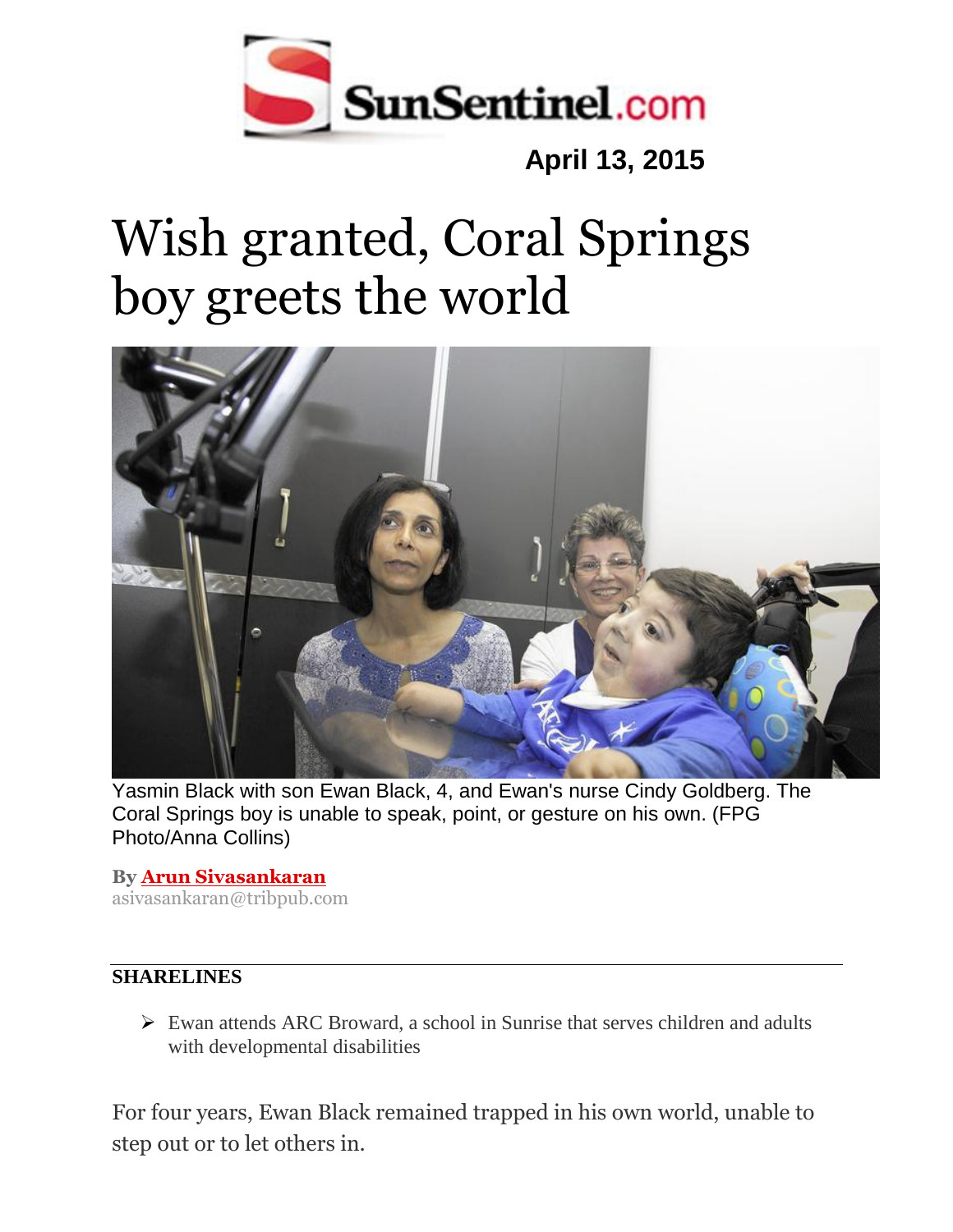SunSentinel.com

April 13, 2015

# Wish granted, Coral Springs boy greets the world

Yasmin Black with son Ewan Black, 4, and Ewan's nurse Cindy Goldberg. The Coral Springs boy is unable to speak, point, or gesture on his own. (FPG Photo/Anna Collins)

**By Arun Sivasankaran**
asivasankaran@tribpub.com

**SHARELINES**

- Ewan attends ARC Broward, a school in Sunrise that serves children and adults with developmental disabilities

For four years, Ewan Black remained trapped in his own world, unable to step out or to let others in.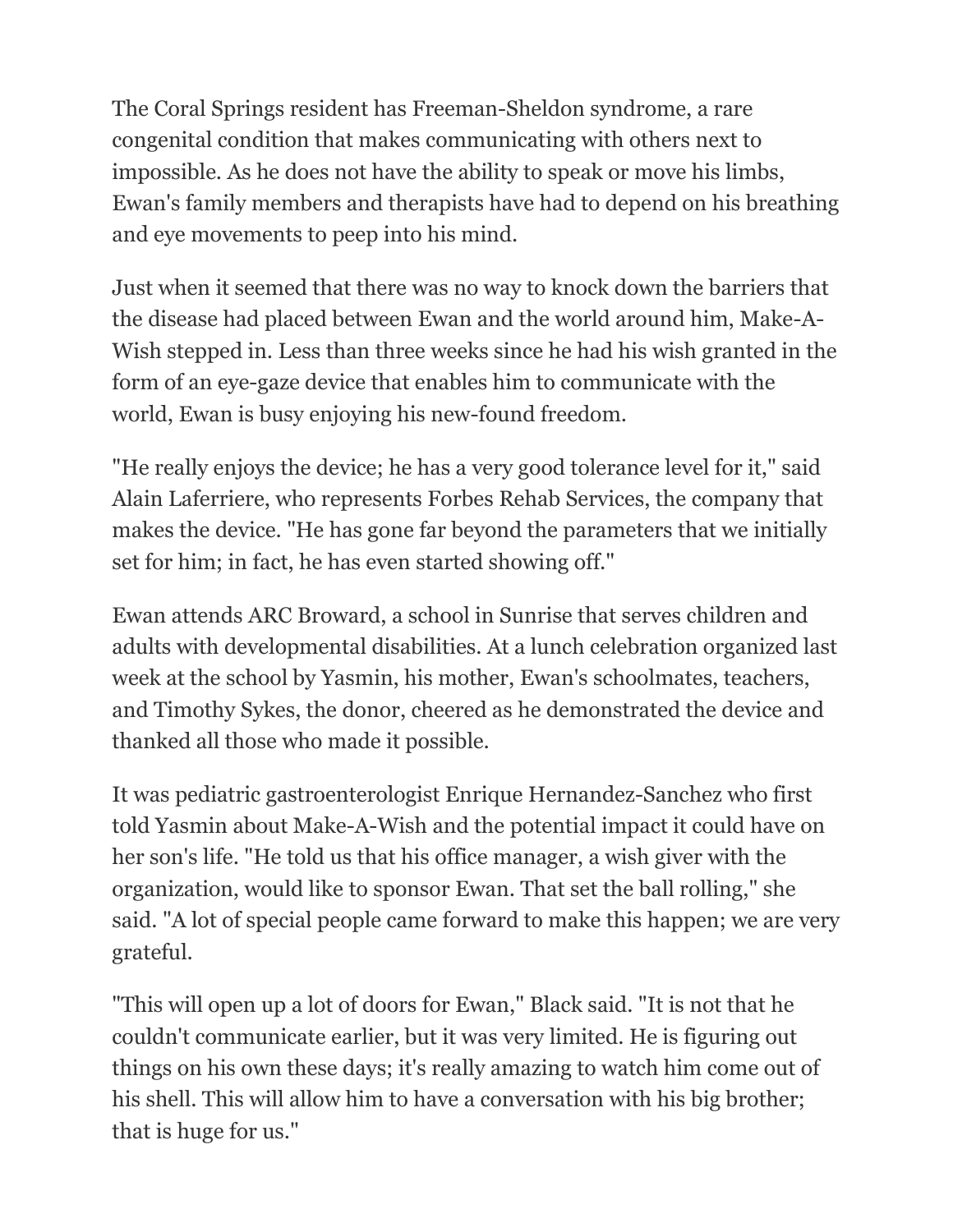The Coral Springs resident has Freeman-Sheldon syndrome, a rare congenital condition that makes communicating with others next to impossible. As he does not have the ability to speak or move his limbs, Ewan's family members and therapists have had to depend on his breathing and eye movements to peep into his mind.

Just when it seemed that there was no way to knock down the barriers that the disease had placed between Ewan and the world around him, Make-A-Wish stepped in. Less than three weeks since he had his wish granted in the form of an eye-gaze device that enables him to communicate with the world, Ewan is busy enjoying his new-found freedom.

"He really enjoys the device; he has a very good tolerance level for it," said Alain Laferriere, who represents Forbes Rehab Services, the company that makes the device. "He has gone far beyond the parameters that we initially set for him; in fact, he has even started showing off."

Ewan attends ARC Broward, a school in Sunrise that serves children and adults with developmental disabilities. At a lunch celebration organized last week at the school by Yasmin, his mother, Ewan's schoolmates, teachers, and Timothy Sykes, the donor, cheered as he demonstrated the device and thanked all those who made it possible.

It was pediatric gastroenterologist Enrique Hernandez-Sanchez who first told Yasmin about Make-A-Wish and the potential impact it could have on her son's life. "He told us that his office manager, a wish giver with the organization, would like to sponsor Ewan. That set the ball rolling," she said. "A lot of special people came forward to make this happen; we are very grateful.

"This will open up a lot of doors for Ewan," Black said. "It is not that he couldn't communicate earlier, but it was very limited. He is figuring out things on his own these days; it's really amazing to watch him come out of his shell. This will allow him to have a conversation with his big brother; that is huge for us."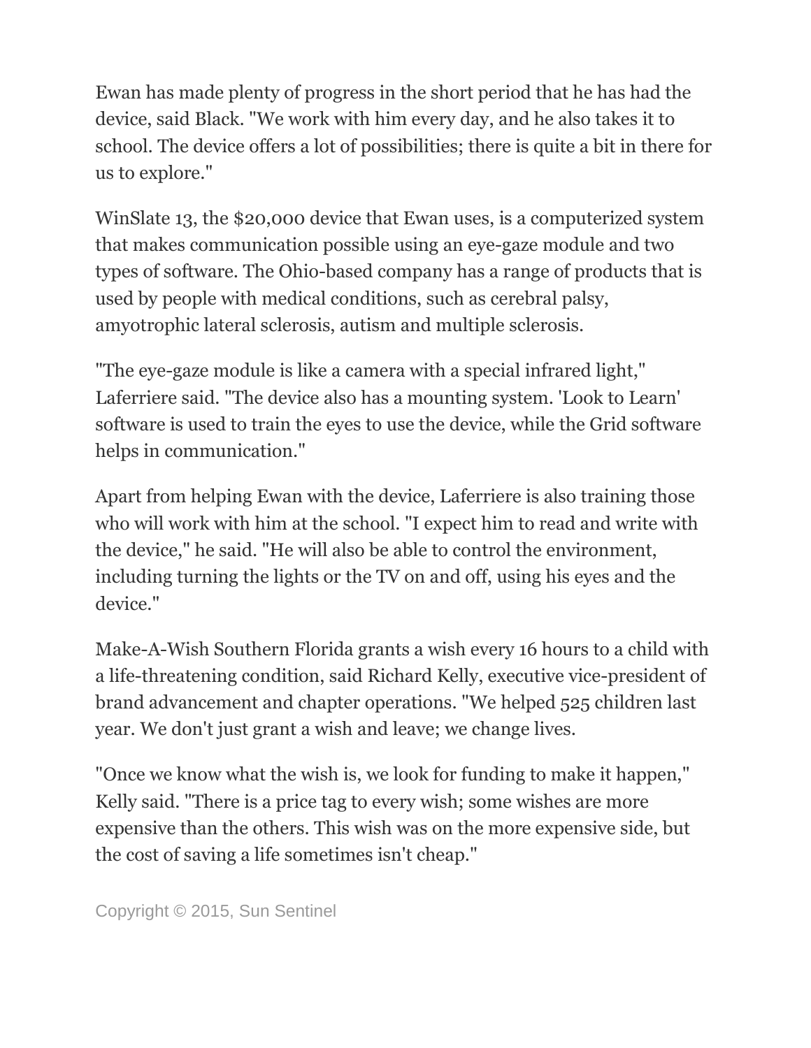Ewan has made plenty of progress in the short period that he has had the device, said Black. "We work with him every day, and he also takes it to school. The device offers a lot of possibilities; there is quite a bit in there for us to explore."

WinSlate 13, the $20,000 device that Ewan uses, is a computerized system that makes communication possible using an eye-gaze module and two types of software. The Ohio-based company has a range of products that is used by people with medical conditions, such as cerebral palsy, amyotrophic lateral sclerosis, autism and multiple sclerosis.

"The eye-gaze module is like a camera with a special infrared light," Laferriere said. "The device also has a mounting system. 'Look to Learn' software is used to train the eyes to use the device, while the Grid software helps in communication."

Apart from helping Ewan with the device, Laferriere is also training those who will work with him at the school. "I expect him to read and write with the device," he said. "He will also be able to control the environment, including turning the lights or the TV on and off, using his eyes and the device."

Make-A-Wish Southern Florida grants a wish every 16 hours to a child with a life-threatening condition, said Richard Kelly, executive vice-president of brand advancement and chapter operations. "We helped 525 children last year. We don't just grant a wish and leave; we change lives.

"Once we know what the wish is, we look for funding to make it happen," Kelly said. "There is a price tag to every wish; some wishes are more expensive than the others. This wish was on the more expensive side, but the cost of saving a life sometimes isn't cheap."

Copyright © 2015, Sun Sentinel